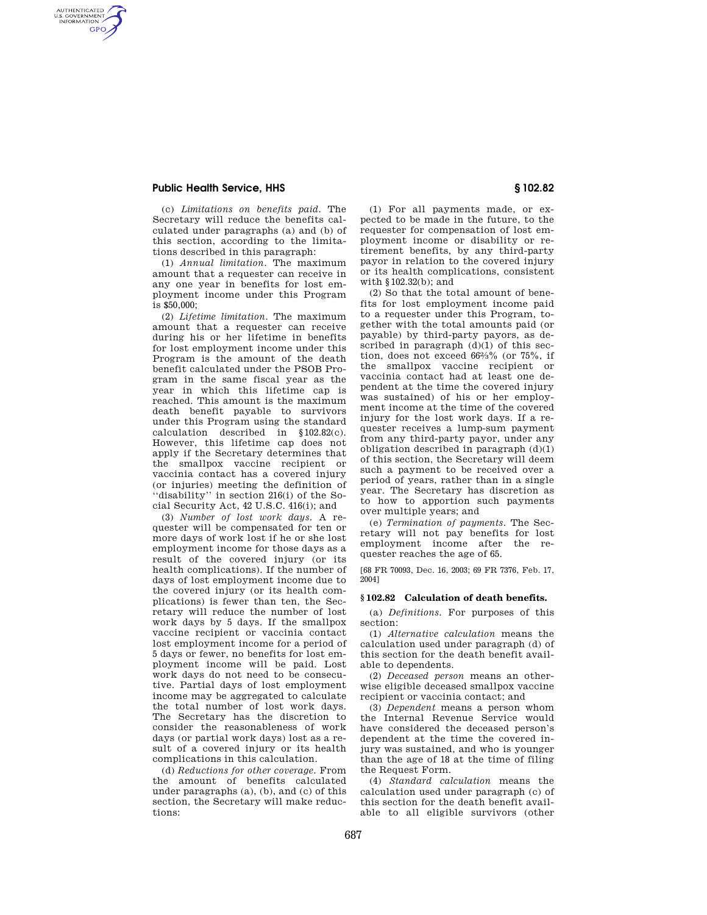(c) *Limitations on benefits paid.* The Secretary will reduce the benefits calculated under paragraphs (a) and (b) of this section, according to the limitations described in this paragraph:

(1) *Annual limitation.* The maximum amount that a requester can receive in any one year in benefits for lost employment income under this Program is $50,000;

(2) *Lifetime limitation.* The maximum amount that a requester can receive during his or her lifetime in benefits for lost employment income under this Program is the amount of the death benefit calculated under the PSOB Program in the same fiscal year as the year in which this lifetime cap is reached. This amount is the maximum death benefit payable to survivors under this Program using the standard calculation described in §102.82(c). However, this lifetime cap does not apply if the Secretary determines that the smallpox vaccine recipient or vaccinia contact has a covered injury (or injuries) meeting the definition of ''disability'' in section 216(i) of the Social Security Act, 42 U.S.C. 416(i); and

(3) *Number of lost work days.* A requester will be compensated for ten or more days of work lost if he or she lost employment income for those days as a result of the covered injury (or its health complications). If the number of days of lost employment income due to the covered injury (or its health complications) is fewer than ten, the Secretary will reduce the number of lost work days by 5 days. If the smallpox vaccine recipient or vaccinia contact lost employment income for a period of 5 days or fewer, no benefits for lost employment income will be paid. Lost work days do not need to be consecutive. Partial days of lost employment income may be aggregated to calculate the total number of lost work days. The Secretary has the discretion to consider the reasonableness of work days (or partial work days) lost as a result of a covered injury or its health complications in this calculation.

(d) *Reductions for other coverage.* From the amount of benefits calculated under paragraphs (a), (b), and (c) of this section, the Secretary will make reductions:

(1) For all payments made, or expected to be made in the future, to the requester for compensation of lost employment income or disability or retirement benefits, by any third-party payor in relation to the covered injury or its health complications, consistent with §102.32(b); and

(2) So that the total amount of benefits for lost employment income paid to a requester under this Program, together with the total amounts paid (or payable) by third-party payors, as described in paragraph (d)(1) of this section, does not exceed 66⅔% (or 75%, if the smallpox vaccine recipient or vaccinia contact had at least one dependent at the time the covered injury was sustained) of his or her employment income at the time of the covered injury for the lost work days. If a requester receives a lump-sum payment from any third-party payor, under any obligation described in paragraph (d)(1) of this section, the Secretary will deem such a payment to be received over a period of years, rather than in a single year. The Secretary has discretion as to how to apportion such payments over multiple years; and

(e) *Termination of payments.* The Secretary will not pay benefits for lost employment income after the requester reaches the age of 65.

[68 FR 70093, Dec. 16, 2003; 69 FR 7376, Feb. 17, 2004]

### § 102.82 Calculation of death benefits.

(a) *Definitions.* For purposes of this section:

(1) *Alternative calculation* means the calculation used under paragraph (d) of this section for the death benefit available to dependents.

(2) *Deceased person* means an otherwise eligible deceased smallpox vaccine recipient or vaccinia contact; and

(3) *Dependent* means a person whom the Internal Revenue Service would have considered the deceased person's dependent at the time the covered injury was sustained, and who is younger than the age of 18 at the time of filing the Request Form.

(4) *Standard calculation* means the calculation used under paragraph (c) of this section for the death benefit available to all eligible survivors (other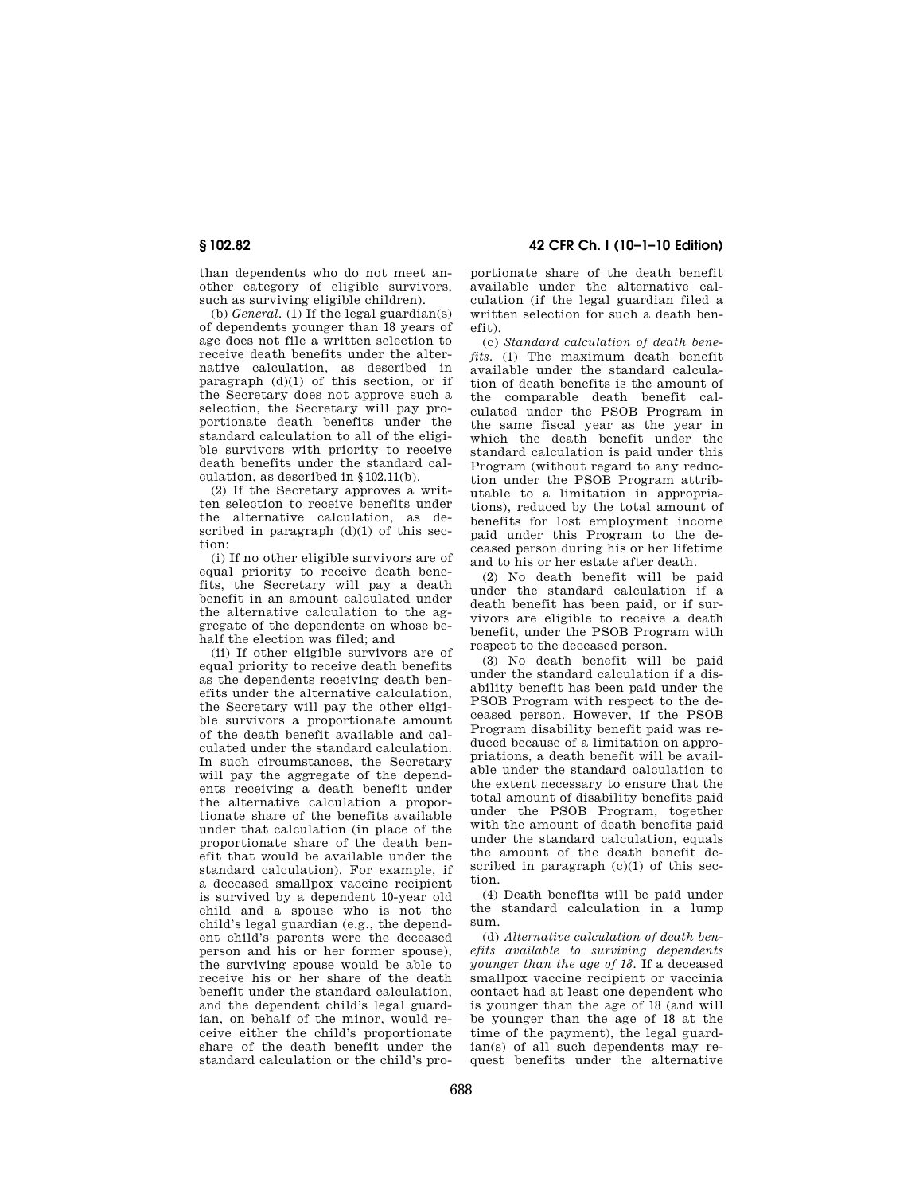than dependents who do not meet another category of eligible survivors, such as surviving eligible children).

(b) *General.* (1) If the legal guardian(s) of dependents younger than 18 years of age does not file a written selection to receive death benefits under the alternative calculation, as described in paragraph (d)(1) of this section, or if the Secretary does not approve such a selection, the Secretary will pay proportionate death benefits under the standard calculation to all of the eligible survivors with priority to receive death benefits under the standard calculation, as described in §102.11(b).

(2) If the Secretary approves a written selection to receive benefits under the alternative calculation, as described in paragraph (d)(1) of this section:

(i) If no other eligible survivors are of equal priority to receive death benefits, the Secretary will pay a death benefit in an amount calculated under the alternative calculation to the aggregate of the dependents on whose behalf the election was filed; and

(ii) If other eligible survivors are of equal priority to receive death benefits as the dependents receiving death benefits under the alternative calculation, the Secretary will pay the other eligible survivors a proportionate amount of the death benefit available and calculated under the standard calculation. In such circumstances, the Secretary will pay the aggregate of the dependents receiving a death benefit under the alternative calculation a proportionate share of the benefits available under that calculation (in place of the proportionate share of the death benefit that would be available under the standard calculation). For example, if a deceased smallpox vaccine recipient is survived by a dependent 10-year old child and a spouse who is not the child's legal guardian (e.g., the dependent child's parents were the deceased person and his or her former spouse), the surviving spouse would be able to receive his or her share of the death benefit under the standard calculation, and the dependent child's legal guardian, on behalf of the minor, would receive either the child's proportionate share of the death benefit under the standard calculation or the child's proportionate share of the death benefit available under the alternative calculation (if the legal guardian filed a written selection for such a death benefit).

(c) *Standard calculation of death benefits.* (1) The maximum death benefit available under the standard calculation of death benefits is the amount of the comparable death benefit calculated under the PSOB Program in the same fiscal year as the year in which the death benefit under the standard calculation is paid under this Program (without regard to any reduction under the PSOB Program attributable to a limitation in appropriations), reduced by the total amount of benefits for lost employment income paid under this Program to the deceased person during his or her lifetime and to his or her estate after death.

(2) No death benefit will be paid under the standard calculation if a death benefit has been paid, or if survivors are eligible to receive a death benefit, under the PSOB Program with respect to the deceased person.

(3) No death benefit will be paid under the standard calculation if a disability benefit has been paid under the PSOB Program with respect to the deceased person. However, if the PSOB Program disability benefit paid was reduced because of a limitation on appropriations, a death benefit will be available under the standard calculation to the extent necessary to ensure that the total amount of disability benefits paid under the PSOB Program, together with the amount of death benefits paid under the standard calculation, equals the amount of the death benefit described in paragraph (c)(1) of this section.

(4) Death benefits will be paid under the standard calculation in a lump sum.

(d) *Alternative calculation of death benefits available to surviving dependents younger than the age of 18.* If a deceased smallpox vaccine recipient or vaccinia contact had at least one dependent who is younger than the age of 18 (and will be younger than the age of 18 at the time of the payment), the legal guardian(s) of all such dependents may request benefits under the alternative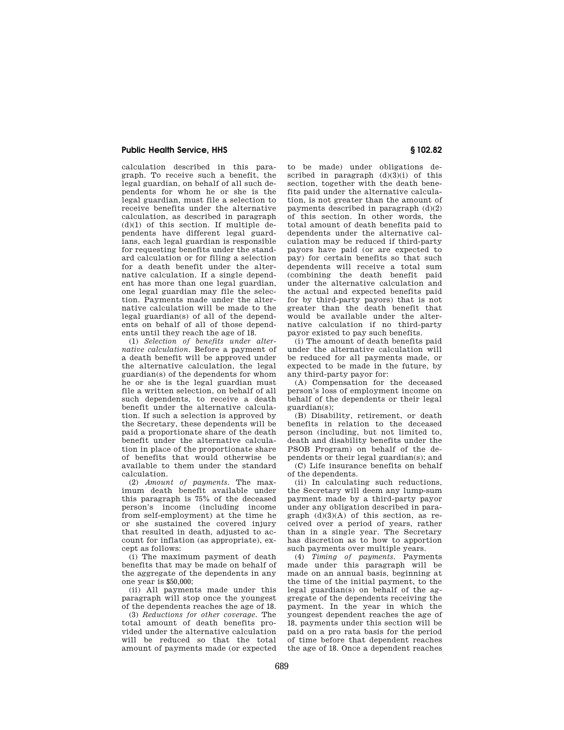calculation described in this paragraph. To receive such a benefit, the legal guardian, on behalf of all such dependents for whom he or she is the legal guardian, must file a selection to receive benefits under the alternative calculation, as described in paragraph (d)(1) of this section. If multiple dependents have different legal guardians, each legal guardian is responsible for requesting benefits under the standard calculation or for filing a selection for a death benefit under the alternative calculation. If a single dependent has more than one legal guardian, one legal guardian may file the selection. Payments made under the alternative calculation will be made to the legal guardian(s) of all of the dependents on behalf of all of those dependents until they reach the age of 18.

(1) *Selection of benefits under alternative calculation.* Before a payment of a death benefit will be approved under the alternative calculation, the legal guardian(s) of the dependents for whom he or she is the legal guardian must file a written selection, on behalf of all such dependents, to receive a death benefit under the alternative calculation. If such a selection is approved by the Secretary, these dependents will be paid a proportionate share of the death benefit under the alternative calculation in place of the proportionate share of benefits that would otherwise be available to them under the standard calculation.

(2) *Amount of payments.* The maximum death benefit available under this paragraph is 75% of the deceased person's income (including income from self-employment) at the time he or she sustained the covered injury that resulted in death, adjusted to account for inflation (as appropriate), except as follows:

(i) The maximum payment of death benefits that may be made on behalf of the aggregate of the dependents in any one year is $50,000;

(ii) All payments made under this paragraph will stop once the youngest of the dependents reaches the age of 18.

(3) *Reductions for other coverage.* The total amount of death benefits provided under the alternative calculation will be reduced so that the total amount of payments made (or expected to be made) under obligations described in paragraph (d)(3)(i) of this section, together with the death benefits paid under the alternative calculation, is not greater than the amount of payments described in paragraph (d)(2) of this section. In other words, the total amount of death benefits paid to dependents under the alternative calculation may be reduced if third-party payors have paid (or are expected to pay) for certain benefits so that such dependents will receive a total sum (combining the death benefit paid under the alternative calculation and the actual and expected benefits paid for by third-party payors) that is not greater than the death benefit that would be available under the alternative calculation if no third-party payor existed to pay such benefits.

(i) The amount of death benefits paid under the alternative calculation will be reduced for all payments made, or expected to be made in the future, by any third-party payor for:

(A) Compensation for the deceased person's loss of employment income on behalf of the dependents or their legal guardian(s);

(B) Disability, retirement, or death benefits in relation to the deceased person (including, but not limited to, death and disability benefits under the PSOB Program) on behalf of the dependents or their legal guardian(s); and

(C) Life insurance benefits on behalf of the dependents.

(ii) In calculating such reductions, the Secretary will deem any lump-sum payment made by a third-party payor under any obligation described in paragraph (d)(3)(A) of this section, as received over a period of years, rather than in a single year. The Secretary has discretion as to how to apportion such payments over multiple years.

(4) *Timing of payments.* Payments made under this paragraph will be made on an annual basis, beginning at the time of the initial payment, to the legal guardian(s) on behalf of the aggregate of the dependents receiving the payment. In the year in which the youngest dependent reaches the age of 18, payments under this section will be paid on a pro rata basis for the period of time before that dependent reaches the age of 18. Once a dependent reaches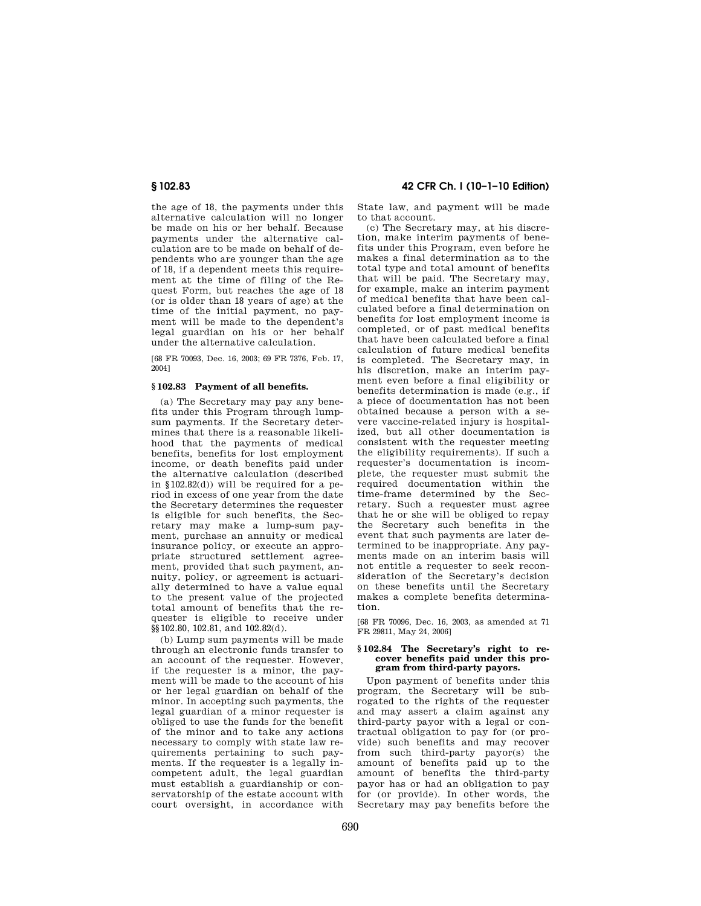the age of 18, the payments under this alternative calculation will no longer be made on his or her behalf. Because payments under the alternative calculation are to be made on behalf of dependents who are younger than the age of 18, if a dependent meets this requirement at the time of filing of the Request Form, but reaches the age of 18 (or is older than 18 years of age) at the time of the initial payment, no payment will be made to the dependent's legal guardian on his or her behalf under the alternative calculation.

[68 FR 70093, Dec. 16, 2003; 69 FR 7376, Feb. 17, 2004]

### § 102.83 Payment of all benefits.

(a) The Secretary may pay any benefits under this Program through lump-sum payments. If the Secretary determines that there is a reasonable likelihood that the payments of medical benefits, benefits for lost employment income, or death benefits paid under the alternative calculation (described in §102.82(d)) will be required for a period in excess of one year from the date the Secretary determines the requester is eligible for such benefits, the Secretary may make a lump-sum payment, purchase an annuity or medical insurance policy, or execute an appropriate structured settlement agreement, provided that such payment, annuity, policy, or agreement is actuarially determined to have a value equal to the present value of the projected total amount of benefits that the requester is eligible to receive under §§102.80, 102.81, and 102.82(d).

(b) Lump sum payments will be made through an electronic funds transfer to an account of the requester. However, if the requester is a minor, the payment will be made to the account of his or her legal guardian on behalf of the minor. In accepting such payments, the legal guardian of a minor requester is obliged to use the funds for the benefit of the minor and to take any actions necessary to comply with state law requirements pertaining to such payments. If the requester is a legally incompetent adult, the legal guardian must establish a guardianship or conservatorship of the estate account with court oversight, in accordance with State law, and payment will be made to that account.

(c) The Secretary may, at his discretion, make interim payments of benefits under this Program, even before he makes a final determination as to the total type and total amount of benefits that will be paid. The Secretary may, for example, make an interim payment of medical benefits that have been calculated before a final determination on benefits for lost employment income is completed, or of past medical benefits that have been calculated before a final calculation of future medical benefits is completed. The Secretary may, in his discretion, make an interim payment even before a final eligibility or benefits determination is made (e.g., if a piece of documentation has not been obtained because a person with a severe vaccine-related injury is hospitalized, but all other documentation is consistent with the requester meeting the eligibility requirements). If such a requester's documentation is incomplete, the requester must submit the required documentation within the time-frame determined by the Secretary. Such a requester must agree that he or she will be obliged to repay the Secretary such benefits in the event that such payments are later determined to be inappropriate. Any payments made on an interim basis will not entitle a requester to seek reconsideration of the Secretary's decision on these benefits until the Secretary makes a complete benefits determination.

[68 FR 70096, Dec. 16, 2003, as amended at 71 FR 29811, May 24, 2006]

### § 102.84 The Secretary's right to recover benefits paid under this program from third-party payors.

Upon payment of benefits under this program, the Secretary will be subrogated to the rights of the requester and may assert a claim against any third-party payor with a legal or contractual obligation to pay for (or provide) such benefits and may recover from such third-party payor(s) the amount of benefits paid up to the amount of benefits the third-party payor has or had an obligation to pay for (or provide). In other words, the Secretary may pay benefits before the